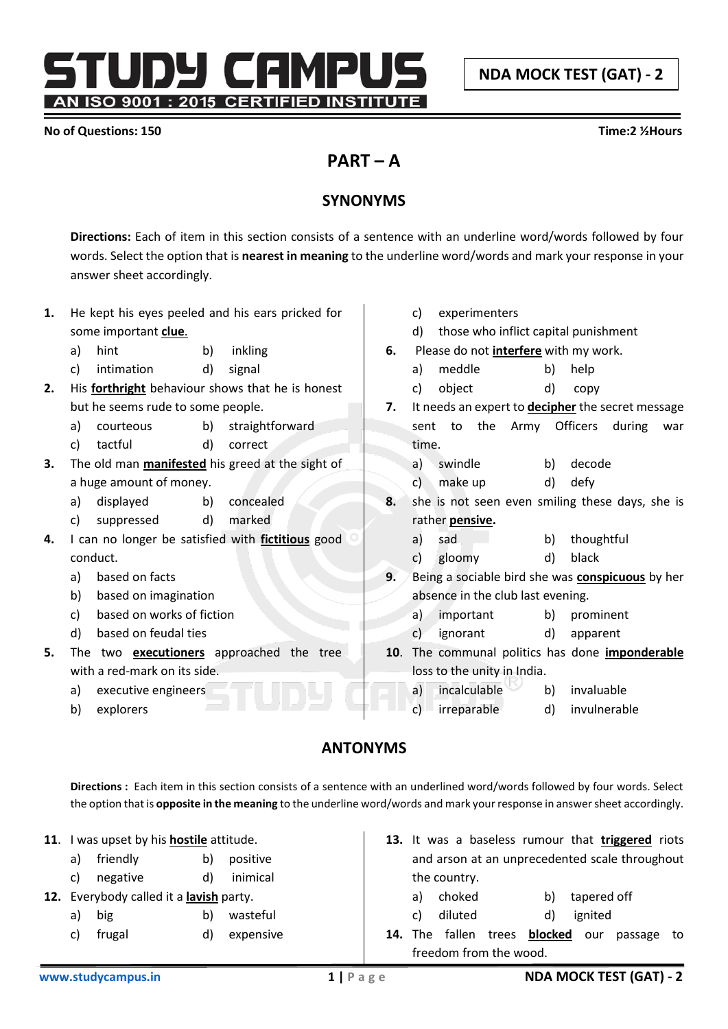# STUDY CAMPUS

AN ISO 9001 : 2015 CERTIFIED INSTITUTE

**NDA MOCK TEST (GAT) - 2**

**No of Questions: 150** **Time:2 ½Hours**

## PART – A

### SYNONYMS

**Directions:** Each of item in this section consists of a sentence with an underline word/words followed by four words. Select the option that is **nearest in meaning** to the underline word/words and mark your response in your answer sheet accordingly.

**1.** He kept his eyes peeled and his ears pricked for some important **clue**.
- a) hint
- b) inkling
- c) intimation
- d) signal

**2.** His **forthright** behaviour shows that he is honest but he seems rude to some people.
- a) courteous
- b) straightforward
- c) tactful
- d) correct

**3.** The old man **manifested** his greed at the sight of a huge amount of money.
- a) displayed
- b) concealed
- c) suppressed
- d) marked

**4.** I can no longer be satisfied with **fictitious** good conduct.
- a) based on facts
- b) based on imagination
- c) based on works of fiction
- d) based on feudal ties

**5.** The two **executioners** approached the tree with a red-mark on its side.
- a) executive engineers
- b) explorers
- c) experimenters
- d) those who inflict capital punishment

**6.** Please do not **interfere** with my work.
- a) meddle
- b) help
- c) object
- d) copy

**7.** It needs an expert to **decipher** the secret message sent to the Army Officers during war time.
- a) swindle
- b) decode
- c) make up
- d) defy

**8.** she is not seen even smiling these days, she is rather **pensive.**
- a) sad
- b) thoughtful
- c) gloomy
- d) black

**9.** Being a sociable bird she was **conspicuous** by her absence in the club last evening.
- a) important
- b) prominent
- c) ignorant
- d) apparent

**10.** The communal politics has done **imponderable** loss to the unity in India.
- a) incalculable
- b) invaluable
- c) irreparable
- d) invulnerable

### ANTONYMS

**Directions :** Each item in this section consists of a sentence with an underlined word/words followed by four words. Select the option that is **opposite in the meaning** to the underline word/words and mark your response in answer sheet accordingly.

**11.** I was upset by his **hostile** attitude.
- a) friendly
- b) positive
- c) negative
- d) inimical

**12.** Everybody called it a **lavish** party.
- a) big
- b) wasteful
- c) frugal
- d) expensive

**13.** It was a baseless rumour that **triggered** riots and arson at an unprecedented scale throughout the country.
- a) choked
- b) tapered off
- c) diluted
- d) ignited

**14.** The fallen trees **blocked** our passage to freedom from the wood.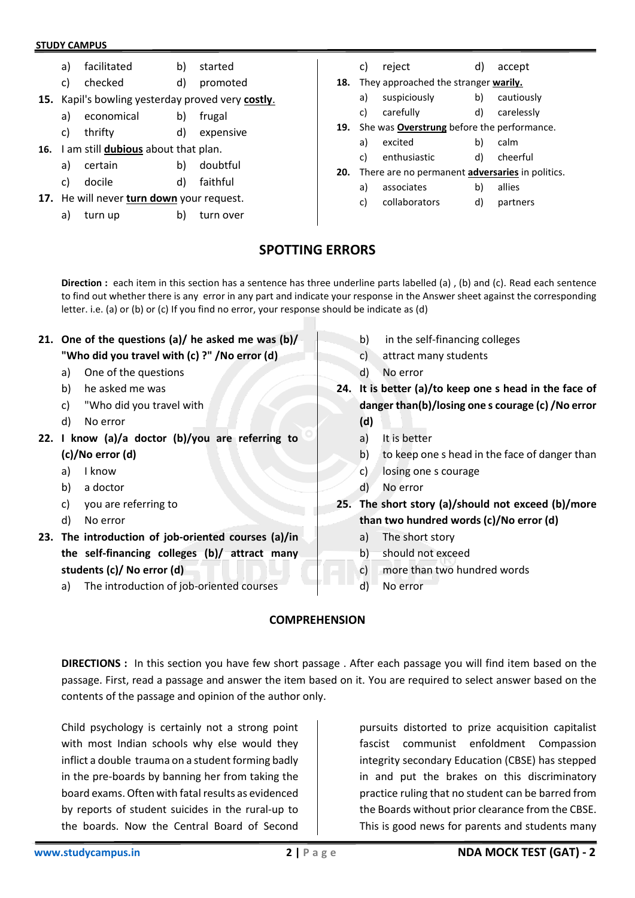a) facilitated b) started
c) checked d) promoted

**15.** Kapil's bowling yesterday proved very **costly**.

a) economical b) frugal
c) thrifty d) expensive

**16.** I am still **dubious** about that plan.

a) certain b) doubtful
c) docile d) faithful

**17.** He will never **turn down** your request.

a) turn up b) turn over
c) reject d) accept

**18.** They approached the stranger **warily.**

a) suspiciously b) cautiously
c) carefully d) carelessly

**19.** She was **Overstrung** before the performance.

a) excited b) calm
c) enthusiastic d) cheerful

**20.** There are no permanent **adversaries** in politics.

a) associates b) allies
c) collaborators d) partners

## SPOTTING ERRORS

**Direction :** each item in this section has a sentence has three underline parts labelled (a) , (b) and (c). Read each sentence to find out whether there is any error in any part and indicate your response in the Answer sheet against the corresponding letter. i.e. (a) or (b) or (c) If you find no error, your response should be indicate as (d)

**21. One of the questions (a)/ he asked me was (b)/ "Who did you travel with (c) ?" /No error (d)**

a) One of the questions
b) he asked me was
c) "Who did you travel with
d) No error

**22. I know (a)/a doctor (b)/you are referring to (c)/No error (d)**

a) I know
b) a doctor
c) you are referring to
d) No error

**23. The introduction of job-oriented courses (a)/in the self-financing colleges (b)/ attract many students (c)/ No error (d)**

a) The introduction of job-oriented courses
b) in the self-financing colleges
c) attract many students
d) No error

**24. It is better (a)/to keep one s head in the face of danger than(b)/losing one s courage (c) /No error (d)**

a) It is better
b) to keep one s head in the face of danger than
c) losing one s courage
d) No error

**25. The short story (a)/should not exceed (b)/more than two hundred words (c)/No error (d)**

a) The short story
b) should not exceed
c) more than two hundred words
d) No error

## COMPREHENSION

**DIRECTIONS :** In this section you have few short passage . After each passage you will find item based on the passage. First, read a passage and answer the item based on it. You are required to select answer based on the contents of the passage and opinion of the author only.

Child psychology is certainly not a strong point with most Indian schools why else would they inflict a double trauma on a student forming badly in the pre-boards by banning her from taking the board exams. Often with fatal results as evidenced by reports of student suicides in the rural-up to the boards. Now the Central Board of Second pursuits distorted to prize acquisition capitalist fascist communist enfoldment Compassion integrity secondary Education (CBSE) has stepped in and put the brakes on this discriminatory practice ruling that no student can be barred from the Boards without prior clearance from the CBSE. This is good news for parents and students many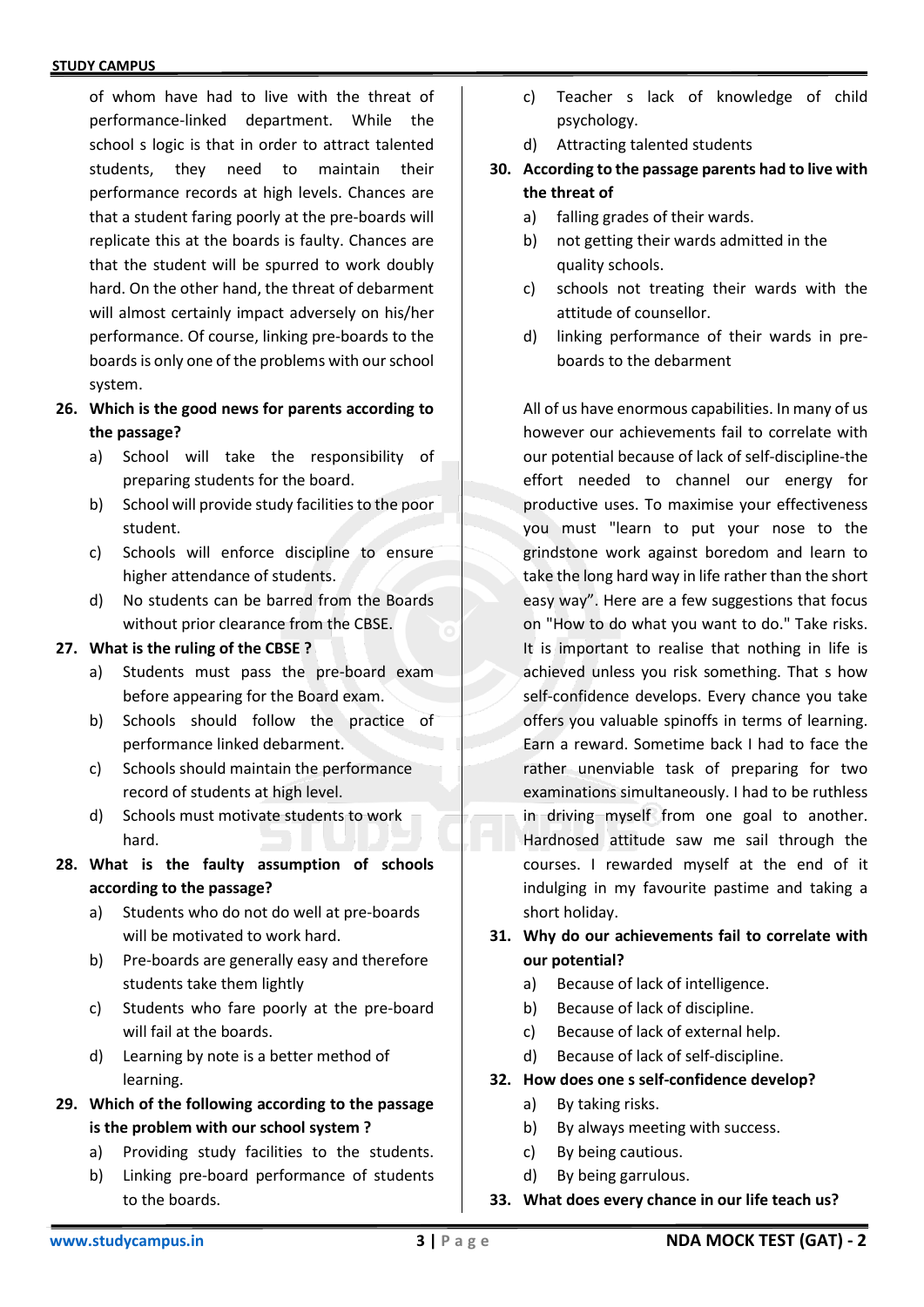of whom have had to live with the threat of performance-linked department. While the school s logic is that in order to attract talented students, they need to maintain their performance records at high levels. Chances are that a student faring poorly at the pre-boards will replicate this at the boards is faulty. Chances are that the student will be spurred to work doubly hard. On the other hand, the threat of debarment will almost certainly impact adversely on his/her performance. Of course, linking pre-boards to the boards is only one of the problems with our school system.

**26. Which is the good news for parents according to the passage?**

a) School will take the responsibility of preparing students for the board.

b) School will provide study facilities to the poor student.

c) Schools will enforce discipline to ensure higher attendance of students.

d) No students can be barred from the Boards without prior clearance from the CBSE.

**27. What is the ruling of the CBSE ?**

a) Students must pass the pre-board exam before appearing for the Board exam.

b) Schools should follow the practice of performance linked debarment.

c) Schools should maintain the performance record of students at high level.

d) Schools must motivate students to work hard.

**28. What is the faulty assumption of schools according to the passage?**

a) Students who do not do well at pre-boards will be motivated to work hard.

b) Pre-boards are generally easy and therefore students take them lightly

c) Students who fare poorly at the pre-board will fail at the boards.

d) Learning by note is a better method of learning.

**29. Which of the following according to the passage is the problem with our school system ?**

a) Providing study facilities to the students.

b) Linking pre-board performance of students to the boards.

c) Teacher s lack of knowledge of child psychology.

d) Attracting talented students

**30. According to the passage parents had to live with the threat of**

a) falling grades of their wards.

b) not getting their wards admitted in the quality schools.

c) schools not treating their wards with the attitude of counsellor.

d) linking performance of their wards in pre-boards to the debarment

All of us have enormous capabilities. In many of us however our achievements fail to correlate with our potential because of lack of self-discipline-the effort needed to channel our energy for productive uses. To maximise your effectiveness you must "learn to put your nose to the grindstone work against boredom and learn to take the long hard way in life rather than the short easy way". Here are a few suggestions that focus on "How to do what you want to do." Take risks. It is important to realise that nothing in life is achieved unless you risk something. That s how self-confidence develops. Every chance you take offers you valuable spinoffs in terms of learning. Earn a reward. Sometime back I had to face the rather unenviable task of preparing for two examinations simultaneously. I had to be ruthless in driving myself from one goal to another. Hardnosed attitude saw me sail through the courses. I rewarded myself at the end of it indulging in my favourite pastime and taking a short holiday.

**31. Why do our achievements fail to correlate with our potential?**

a) Because of lack of intelligence.

b) Because of lack of discipline.

c) Because of lack of external help.

d) Because of lack of self-discipline.

**32. How does one s self-confidence develop?**

a) By taking risks.

b) By always meeting with success.

c) By being cautious.

d) By being garrulous.

**33. What does every chance in our life teach us?**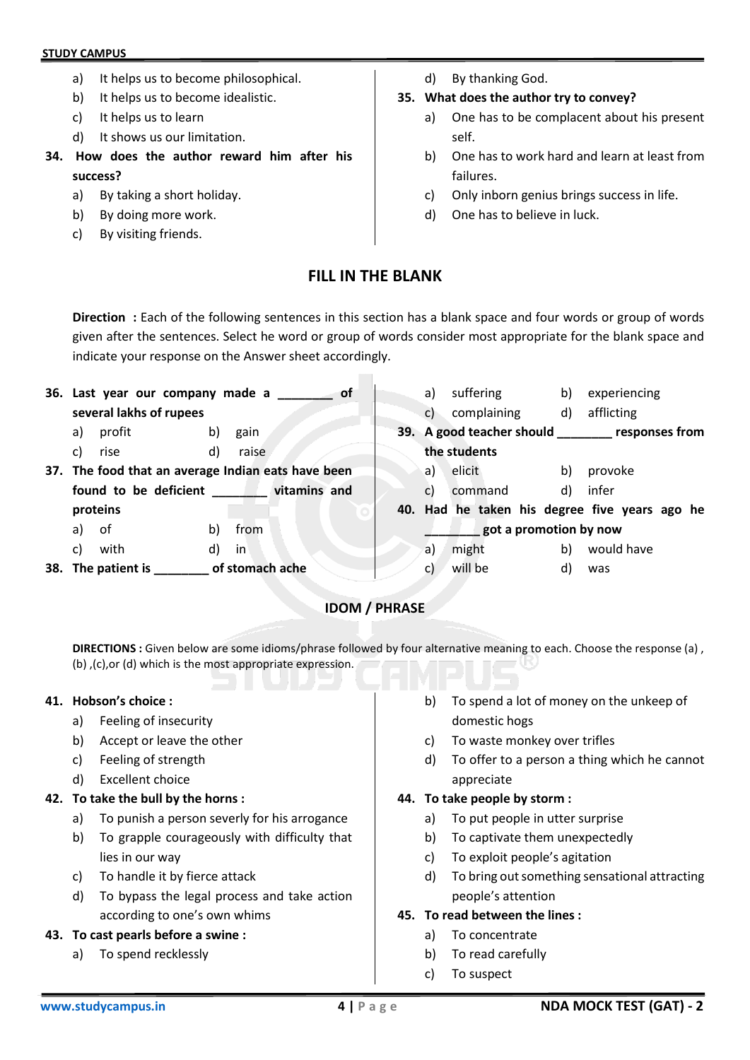a) It helps us to become philosophical.
b) It helps us to become idealistic.
c) It helps us to learn
d) It shows us our limitation.

**34. How does the author reward him after his success?**

a) By taking a short holiday.
b) By doing more work.
c) By visiting friends.
d) By thanking God.

**35. What does the author try to convey?**

a) One has to be complacent about his present self.
b) One has to work hard and learn at least from failures.
c) Only inborn genius brings success in life.
d) One has to believe in luck.

## FILL IN THE BLANK

**Direction :** Each of the following sentences in this section has a blank space and four words or group of words given after the sentences. Select he word or group of words consider most appropriate for the blank space and indicate your response on the Answer sheet accordingly.

**36. Last year our company made a ________ of several lakhs of rupees**

a) profit  b) gain
c) rise  d) raise

**37. The food that an average Indian eats have been found to be deficient ________ vitamins and proteins**

a) of  b) from
c) with  d) in

**38. The patient is ________ of stomach ache**

a) suffering  b) experiencing
c) complaining  d) afflicting

**39. A good teacher should ________ responses from the students**

a) elicit  b) provoke
c) command  d) infer

**40. Had he taken his degree five years ago he ________ got a promotion by now**

a) might  b) would have
c) will be  d) was

## IDOM / PHRASE

**DIRECTIONS :** Given below are some idioms/phrase followed by four alternative meaning to each. Choose the response (a) , (b) ,(c),or (d) which is the most appropriate expression.

**41. Hobson's choice :**

a) Feeling of insecurity
b) Accept or leave the other
c) Feeling of strength
d) Excellent choice

**42. To take the bull by the horns :**

a) To punish a person severly for his arrogance
b) To grapple courageously with difficulty that lies in our way
c) To handle it by fierce attack
d) To bypass the legal process and take action according to one's own whims

**43. To cast pearls before a swine :**

a) To spend recklessly
b) To spend a lot of money on the unkeep of domestic hogs
c) To waste monkey over trifles
d) To offer to a person a thing which he cannot appreciate

**44. To take people by storm :**

a) To put people in utter surprise
b) To captivate them unexpectedly
c) To exploit people's agitation
d) To bring out something sensational attracting people's attention

**45. To read between the lines :**

a) To concentrate
b) To read carefully
c) To suspect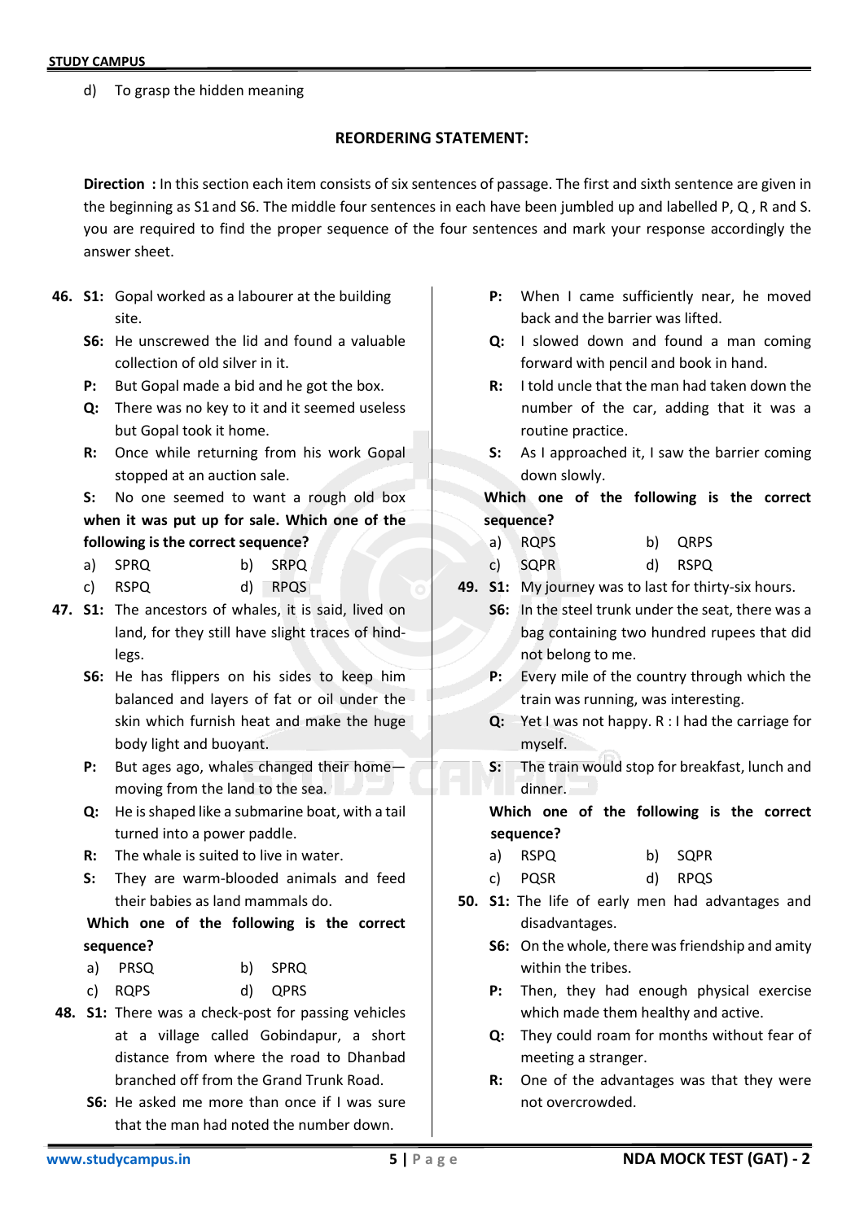d) To grasp the hidden meaning

## REORDERING STATEMENT:

**Direction :** In this section each item consists of six sentences of passage. The first and sixth sentence are given in the beginning as S1 and S6. The middle four sentences in each have been jumbled up and labelled P, Q , R and S. you are required to find the proper sequence of the four sentences and mark your response accordingly the answer sheet.

**46. S1:** Gopal worked as a labourer at the building site.

**S6:** He unscrewed the lid and found a valuable collection of old silver in it.

**P:** But Gopal made a bid and he got the box.

**Q:** There was no key to it and it seemed useless but Gopal took it home.

**R:** Once while returning from his work Gopal stopped at an auction sale.

**S:** No one seemed to want a rough old box **when it was put up for sale. Which one of the following is the correct sequence?**

a) SPRQ b) SRPQ

c) RSPQ d) RPQS

**47. S1:** The ancestors of whales, it is said, lived on land, for they still have slight traces of hind-legs.

**S6:** He has flippers on his sides to keep him balanced and layers of fat or oil under the skin which furnish heat and make the huge body light and buoyant.

**P:** But ages ago, whales changed their home—moving from the land to the sea.

**Q:** He is shaped like a submarine boat, with a tail turned into a power paddle.

**R:** The whale is suited to live in water.

**S:** They are warm-blooded animals and feed their babies as land mammals do.

**Which one of the following is the correct sequence?**

a) PRSQ b) SPRQ

c) RQPS d) QPRS

**48. S1:** There was a check-post for passing vehicles at a village called Gobindapur, a short distance from where the road to Dhanbad branched off from the Grand Trunk Road.

**S6:** He asked me more than once if I was sure that the man had noted the number down.

**P:** When I came sufficiently near, he moved back and the barrier was lifted.

**Q:** I slowed down and found a man coming forward with pencil and book in hand.

**R:** I told uncle that the man had taken down the number of the car, adding that it was a routine practice.

**S:** As I approached it, I saw the barrier coming down slowly.

**Which one of the following is the correct sequence?**

a) RQPS b) QRPS

c) SQPR d) RSPQ

**49. S1:** My journey was to last for thirty-six hours.

**S6:** In the steel trunk under the seat, there was a bag containing two hundred rupees that did not belong to me.

**P:** Every mile of the country through which the train was running, was interesting.

**Q:** Yet I was not happy. R : I had the carriage for myself.

**S:** The train would stop for breakfast, lunch and dinner.

**Which one of the following is the correct sequence?**

a) RSPQ b) SQPR

c) PQSR d) RPQS

**50. S1:** The life of early men had advantages and disadvantages.

**S6:** On the whole, there was friendship and amity within the tribes.

**P:** Then, they had enough physical exercise which made them healthy and active.

**Q:** They could roam for months without fear of meeting a stranger.

**R:** One of the advantages was that they were not overcrowded.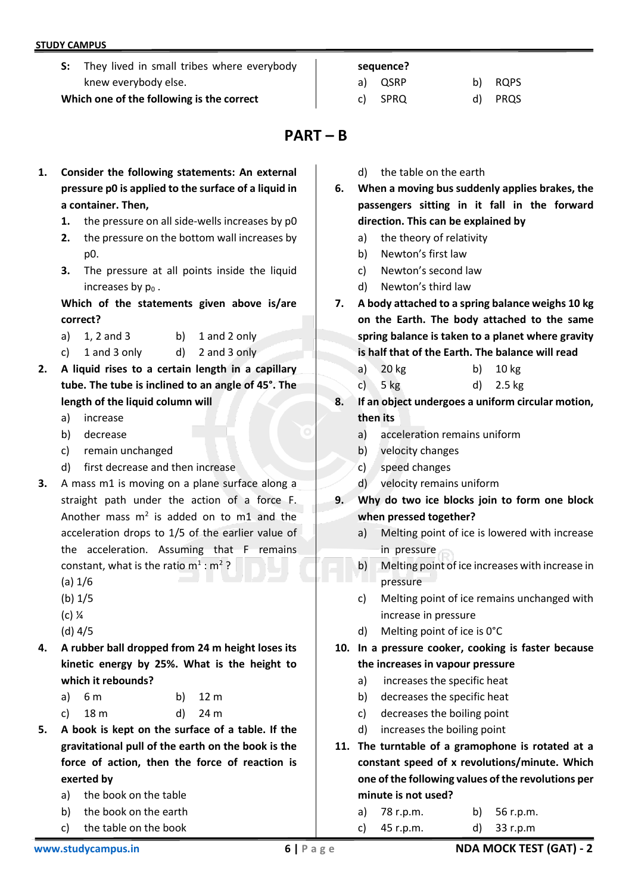**S:** They lived in small tribes where everybody knew everybody else.

**Which one of the following is the correct sequence?**

a) QSRP  b) RQPS

c) SPRQ  d) PRQS

## PART – B

1. **Consider the following statements: An external pressure p0 is applied to the surface of a liquid in a container. Then,**
   1. the pressure on all side-wells increases by p0
   2. the pressure on the bottom wall increases by p0.
   3. The pressure at all points inside the liquid increases by $p_0$ .

   **Which of the statements given above is/are correct?**

   a) 1, 2 and 3  b) 1 and 2 only

   c) 1 and 3 only  d) 2 and 3 only

2. **A liquid rises to a certain length in a capillary tube. The tube is inclined to an angle of 45°. The length of the liquid column will**

   a) increase

   b) decrease

   c) remain unchanged

   d) first decrease and then increase

3. A mass m1 is moving on a plane surface along a straight path under the action of a force F. Another mass $m^2$ is added on to m1 and the acceleration drops to 1/5 of the earlier value of the acceleration. Assuming that F remains constant, what is the ratio $m^1 : m^2$ ?

   (a) 1/6

   (b) 1/5

   (c) ¼

   (d) 4/5

4. **A rubber ball dropped from 24 m height loses its kinetic energy by 25%. What is the height to which it rebounds?**

   a) 6 m  b) 12 m

   c) 18 m  d) 24 m

5. **A book is kept on the surface of a table. If the gravitational pull of the earth on the book is the force of action, then the force of reaction is exerted by**

   a) the book on the table

   b) the book on the earth

   c) the table on the book

   d) the table on the earth

6. **When a moving bus suddenly applies brakes, the passengers sitting in it fall in the forward direction. This can be explained by**

   a) the theory of relativity

   b) Newton's first law

   c) Newton's second law

   d) Newton's third law

7. **A body attached to a spring balance weighs 10 kg on the Earth. The body attached to the same spring balance is taken to a planet where gravity is half that of the Earth. The balance will read**

   a) 20 kg  b) 10 kg

   c) 5 kg  d) 2.5 kg

8. **If an object undergoes a uniform circular motion, then its**

   a) acceleration remains uniform

   b) velocity changes

   c) speed changes

   d) velocity remains uniform

9. **Why do two ice blocks join to form one block when pressed together?**

   a) Melting point of ice is lowered with increase in pressure

   b) Melting point of ice increases with increase in pressure

   c) Melting point of ice remains unchanged with increase in pressure

   d) Melting point of ice is 0°C

10. **In a pressure cooker, cooking is faster because the increases in vapour pressure**

    a) increases the specific heat

    b) decreases the specific heat

    c) decreases the boiling point

    d) increases the boiling point

11. **The turntable of a gramophone is rotated at a constant speed of x revolutions/minute. Which one of the following values of the revolutions per minute is not used?**

    a) 78 r.p.m.  b) 56 r.p.m.

    c) 45 r.p.m.  d) 33 r.p.m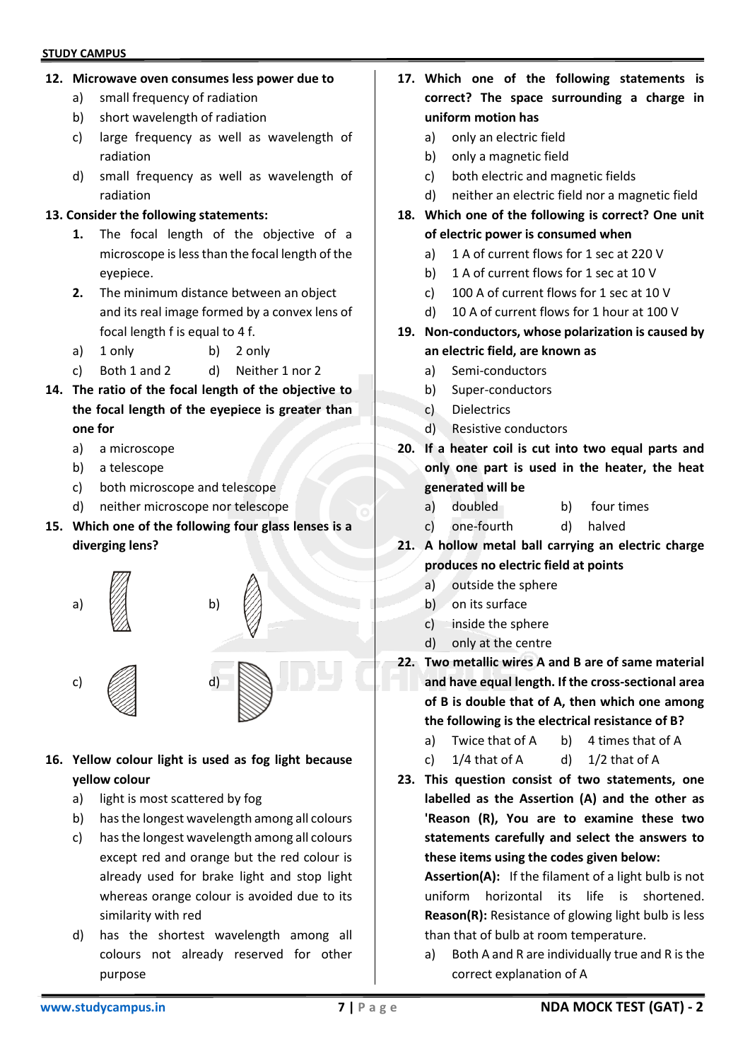**12. Microwave oven consumes less power due to**

a) small frequency of radiation
b) short wavelength of radiation
c) large frequency as well as wavelength of radiation
d) small frequency as well as wavelength of radiation

**13. Consider the following statements:**

**1.** The focal length of the objective of a microscope is less than the focal length of the eyepiece.

**2.** The minimum distance between an object and its real image formed by a convex lens of focal length f is equal to 4 f.

a) 1 only b) 2 only
c) Both 1 and 2 d) Neither 1 nor 2

**14. The ratio of the focal length of the objective to the focal length of the eyepiece is greater than one for**

a) a microscope
b) a telescope
c) both microscope and telescope
d) neither microscope nor telescope

**15. Which one of the following four glass lenses is a diverging lens?**

a) b)

c) d)

**16. Yellow colour light is used as fog light because yellow colour**

a) light is most scattered by fog
b) has the longest wavelength among all colours
c) has the longest wavelength among all colours except red and orange but the red colour is already used for brake light and stop light whereas orange colour is avoided due to its similarity with red
d) has the shortest wavelength among all colours not already reserved for other purpose

**17. Which one of the following statements is correct? The space surrounding a charge in uniform motion has**

a) only an electric field
b) only a magnetic field
c) both electric and magnetic fields
d) neither an electric field nor a magnetic field

**18. Which one of the following is correct? One unit of electric power is consumed when**

a) 1 A of current flows for 1 sec at 220 V
b) 1 A of current flows for 1 sec at 10 V
c) 100 A of current flows for 1 sec at 10 V
d) 10 A of current flows for 1 hour at 100 V

**19. Non-conductors, whose polarization is caused by an electric field, are known as**

a) Semi-conductors
b) Super-conductors
c) Dielectrics
d) Resistive conductors

**20. If a heater coil is cut into two equal parts and only one part is used in the heater, the heat generated will be**

a) doubled b) four times
c) one-fourth d) halved

**21. A hollow metal ball carrying an electric charge produces no electric field at points**

a) outside the sphere
b) on its surface
c) inside the sphere
d) only at the centre

**22. Two metallic wires A and B are of same material and have equal length. If the cross-sectional area of B is double that of A, then which one among the following is the electrical resistance of B?**

a) Twice that of A b) 4 times that of A
c) 1/4 that of A d) 1/2 that of A

**23. This question consist of two statements, one labelled as the Assertion (A) and the other as 'Reason (R), You are to examine these two statements carefully and select the answers to these items using the codes given below:**

**Assertion(A):** If the filament of a light bulb is not uniform horizontal its life is shortened.
**Reason(R):** Resistance of glowing light bulb is less than that of bulb at room temperature.

a) Both A and R are individually true and R is the correct explanation of A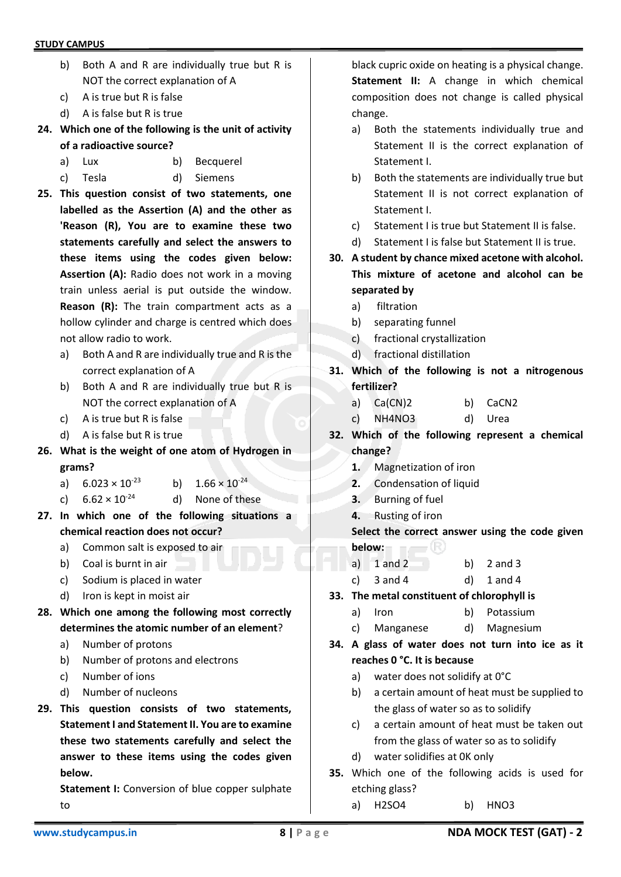b) Both A and R are individually true but R is NOT the correct explanation of A
c) A is true but R is false
d) A is false but R is true

**24. Which one of the following is the unit of activity of a radioactive source?**

a) Lux b) Becquerel
c) Tesla d) Siemens

**25. This question consist of two statements, one labelled as the Assertion (A) and the other as 'Reason (R), You are to examine these two statements carefully and select the answers to these items using the codes given below:**
**Assertion (A):** Radio does not work in a moving train unless aerial is put outside the window.
**Reason (R):** The train compartment acts as a hollow cylinder and charge is centred which does not allow radio to work.

a) Both A and R are individually true and R is the correct explanation of A
b) Both A and R are individually true but R is NOT the correct explanation of A
c) A is true but R is false
d) A is false but R is true

**26. What is the weight of one atom of Hydrogen in grams?**

a) $6.023 \times 10^{-23}$ b) $1.66 \times 10^{-24}$
c) $6.62 \times 10^{-24}$ d) None of these

**27. In which one of the following situations a chemical reaction does not occur?**

a) Common salt is exposed to air
b) Coal is burnt in air
c) Sodium is placed in water
d) Iron is kept in moist air

**28. Which one among the following most correctly determines the atomic number of an element?**

a) Number of protons
b) Number of protons and electrons
c) Number of ions
d) Number of nucleons

**29. This question consists of two statements, Statement I and Statement II. You are to examine these two statements carefully and select the answer to these items using the codes given below.**
**Statement I:** Conversion of blue copper sulphate to black cupric oxide on heating is a physical change.
**Statement II:** A change in which chemical composition does not change is called physical change.

a) Both the statements individually true and Statement II is the correct explanation of Statement I.
b) Both the statements are individually true but Statement II is not correct explanation of Statement I.
c) Statement I is true but Statement II is false.
d) Statement I is false but Statement II is true.

**30. A student by chance mixed acetone with alcohol. This mixture of acetone and alcohol can be separated by**

a) filtration
b) separating funnel
c) fractional crystallization
d) fractional distillation

**31. Which of the following is not a nitrogenous fertilizer?**

a) $Ca(CN)_2$ b) $CaCN_2$
c) $NH_4NO_3$ d) Urea

**32. Which of the following represent a chemical change?**

1. Magnetization of iron
2. Condensation of liquid
3. Burning of fuel
4. Rusting of iron

**Select the correct answer using the code given below:**

a) 1 and 2 b) 2 and 3
c) 3 and 4 d) 1 and 4

**33. The metal constituent of chlorophyll is**

a) Iron b) Potassium
c) Manganese d) Magnesium

**34. A glass of water does not turn into ice as it reaches 0 °C. It is because**

a) water does not solidify at 0°C
b) a certain amount of heat must be supplied to the glass of water so as to solidify
c) a certain amount of heat must be taken out from the glass of water so as to solidify
d) water solidifies at 0K only

**35.** Which one of the following acids is used for etching glass?

a) $H_2SO_4$ b) $HNO_3$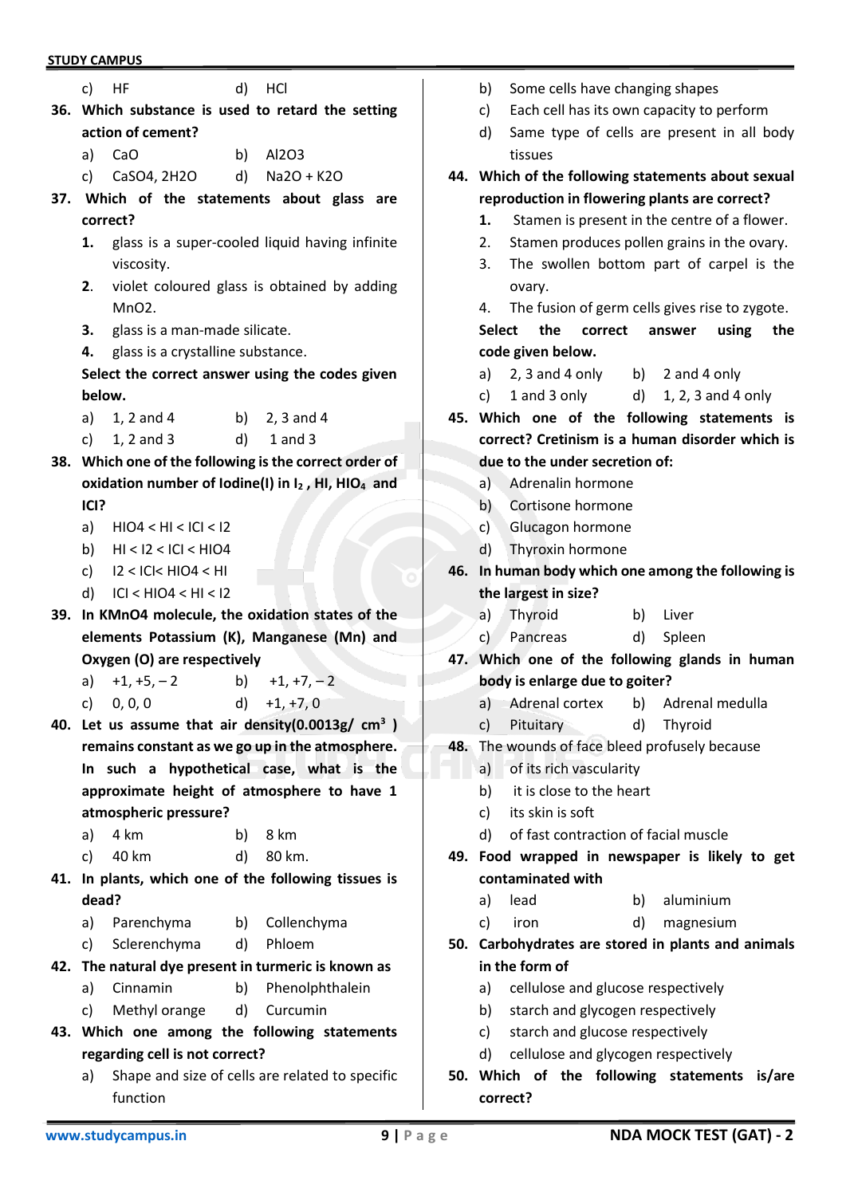c) HF d) HCl

**36. Which substance is used to retard the setting action of cement?**

a) CaO b) $Al_2O_3$

c) $CaSO_4, 2H_2O$ d) $Na_2O + K_2O$

**37. Which of the statements about glass are correct?**

1. glass is a super-cooled liquid having infinite viscosity.
2. violet coloured glass is obtained by adding $MnO_2$.
3. glass is a man-made silicate.
4. glass is a crystalline substance.

**Select the correct answer using the codes given below.**

a) 1, 2 and 4 b) 2, 3 and 4

c) 1, 2 and 3 d) 1 and 3

**38. Which one of the following is the correct order of oxidation number of Iodine(I) in $I_2$ , HI, $HIO_4$ and ICl?**

a) $HIO_4 < HI < ICl < I_2$

b) $HI < I_2 < ICl < HIO_4$

c) $I_2 < ICl < HIO_4 < HI$

d) $ICl < HIO_4 < HI < I_2$

**39. In $KMnO_4$ molecule, the oxidation states of the elements Potassium (K), Manganese (Mn) and Oxygen (O) are respectively**

a) +1, +5, – 2 b) +1, +7, – 2

c) 0, 0, 0 d) +1, +7, 0

**40. Let us assume that air density($0.0013 g/cm^3$) remains constant as we go up in the atmosphere. In such a hypothetical case, what is the approximate height of atmosphere to have 1 atmospheric pressure?**

a) 4 km b) 8 km

c) 40 km d) 80 km.

**41. In plants, which one of the following tissues is dead?**

a) Parenchyma b) Collenchyma

c) Sclerenchyma d) Phloem

**42. The natural dye present in turmeric is known as**

a) Cinnamin b) Phenolphthalein

c) Methyl orange d) Curcumin

**43. Which one among the following statements regarding cell is not correct?**

a) Shape and size of cells are related to specific function

b) Some cells have changing shapes

c) Each cell has its own capacity to perform

d) Same type of cells are present in all body tissues

**44. Which of the following statements about sexual reproduction in flowering plants are correct?**

1. Stamen is present in the centre of a flower.
2. Stamen produces pollen grains in the ovary.
3. The swollen bottom part of carpel is the ovary.
4. The fusion of germ cells gives rise to zygote.

**Select the correct answer using the code given below.**

a) 2, 3 and 4 only b) 2 and 4 only

c) 1 and 3 only d) 1, 2, 3 and 4 only

**45. Which one of the following statements is correct? Cretinism is a human disorder which is due to the under secretion of:**

a) Adrenalin hormone

b) Cortisone hormone

c) Glucagon hormone

d) Thyroxin hormone

**46. In human body which one among the following is the largest in size?**

a) Thyroid b) Liver

c) Pancreas d) Spleen

**47. Which one of the following glands in human body is enlarge due to goiter?**

a) Adrenal cortex b) Adrenal medulla

c) Pituitary d) Thyroid

**48.** The wounds of face bleed profusely because

a) of its rich vascularity

b) it is close to the heart

c) its skin is soft

d) of fast contraction of facial muscle

**49. Food wrapped in newspaper is likely to get contaminated with**

a) lead b) aluminium

c) iron d) magnesium

**50. Carbohydrates are stored in plants and animals in the form of**

a) cellulose and glucose respectively

b) starch and glycogen respectively

c) starch and glucose respectively

d) cellulose and glycogen respectively

**50. Which of the following statements is/are correct?**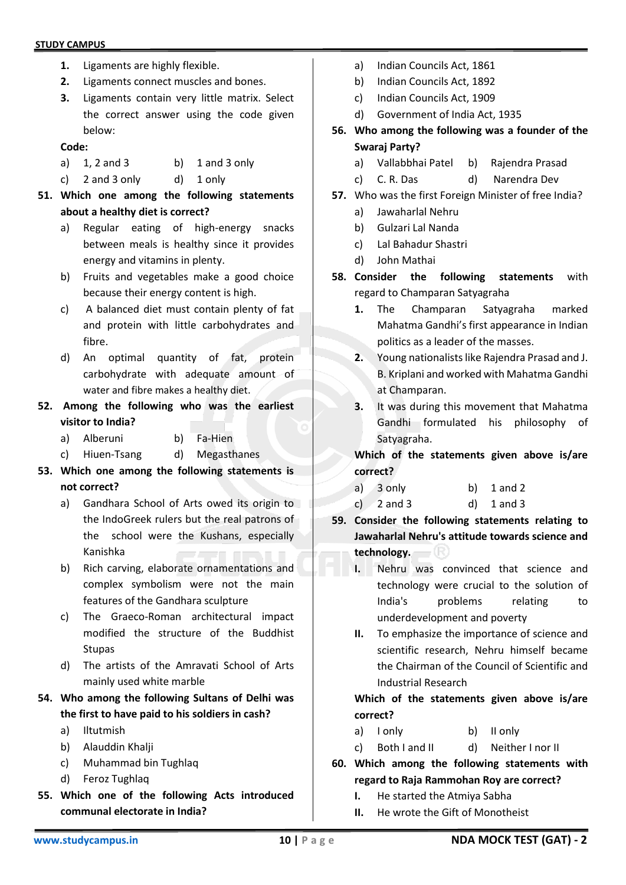1. Ligaments are highly flexible.
2. Ligaments connect muscles and bones.
3. Ligaments contain very little matrix. Select the correct answer using the code given below:

**Code:**

a) 1, 2 and 3
b) 1 and 3 only
c) 2 and 3 only
d) 1 only

**51. Which one among the following statements about a healthy diet is correct?**

a) Regular eating of high-energy snacks between meals is healthy since it provides energy and vitamins in plenty.
b) Fruits and vegetables make a good choice because their energy content is high.
c) A balanced diet must contain plenty of fat and protein with little carbohydrates and fibre.
d) An optimal quantity of fat, protein carbohydrate with adequate amount of water and fibre makes a healthy diet.

**52. Among the following who was the earliest visitor to India?**

a) Alberuni
b) Fa-Hien
c) Hiuen-Tsang
d) Megasthanes

**53. Which one among the following statements is not correct?**

a) Gandhara School of Arts owed its origin to the IndoGreek rulers but the real patrons of the school were the Kushans, especially Kanishka
b) Rich carving, elaborate ornamentations and complex symbolism were not the main features of the Gandhara sculpture
c) The Graeco-Roman architectural impact modified the structure of the Buddhist Stupas
d) The artists of the Amravati School of Arts mainly used white marble

**54. Who among the following Sultans of Delhi was the first to have paid to his soldiers in cash?**

a) Iltutmish
b) Alauddin Khalji
c) Muhammad bin Tughlaq
d) Feroz Tughlaq

**55. Which one of the following Acts introduced communal electorate in India?**

a) Indian Councils Act, 1861
b) Indian Councils Act, 1892
c) Indian Councils Act, 1909
d) Government of India Act, 1935

**56. Who among the following was a founder of the Swaraj Party?**

a) Vallabbhai Patel
b) Rajendra Prasad
c) C. R. Das
d) Narendra Dev

**57.** Who was the first Foreign Minister of free India?

a) Jawaharlal Nehru
b) Gulzari Lal Nanda
c) Lal Bahadur Shastri
d) John Mathai

**58. Consider the following statements** with regard to Champaran Satyagraha

1. The Champaran Satyagraha marked Mahatma Gandhi's first appearance in Indian politics as a leader of the masses.
2. Young nationalists like Rajendra Prasad and J. B. Kriplani and worked with Mahatma Gandhi at Champaran.
3. It was during this movement that Mahatma Gandhi formulated his philosophy of Satyagraha.

**Which of the statements given above is/are correct?**

a) 3 only
b) 1 and 2
c) 2 and 3
d) 1 and 3

**59. Consider the following statements relating to Jawaharlal Nehru's attitude towards science and technology.**

I. Nehru was convinced that science and technology were crucial to the solution of India's problems relating to underdevelopment and poverty
II. To emphasize the importance of science and scientific research, Nehru himself became the Chairman of the Council of Scientific and Industrial Research

**Which of the statements given above is/are correct?**

a) I only
b) II only
c) Both I and II
d) Neither I nor II

**60. Which among the following statements with regard to Raja Rammohan Roy are correct?**

I. He started the Atmiya Sabha
II. He wrote the Gift of Monotheist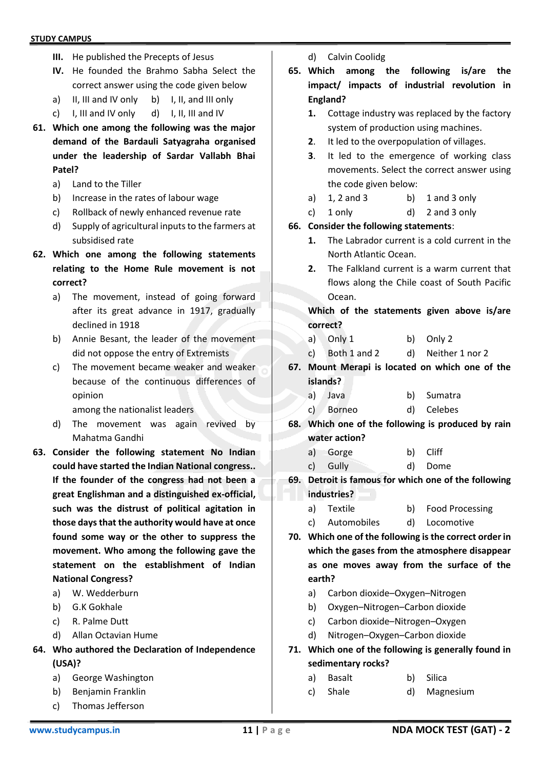III. He published the Precepts of Jesus

IV. He founded the Brahmo Sabha Select the correct answer using the code given below

a) II, III and IV only   b) I, II, and III only
c) I, III and IV only   d) I, II, III and IV

**61. Which one among the following was the major demand of the Bardauli Satyagraha organised under the leadership of Sardar Vallabh Bhai Patel?**

a) Land to the Tiller
b) Increase in the rates of labour wage
c) Rollback of newly enhanced revenue rate
d) Supply of agricultural inputs to the farmers at subsidised rate

**62. Which one among the following statements relating to the Home Rule movement is not correct?**

a) The movement, instead of going forward after its great advance in 1917, gradually declined in 1918
b) Annie Besant, the leader of the movement did not oppose the entry of Extremists
c) The movement became weaker and weaker because of the continuous differences of opinion among the nationalist leaders
d) The movement was again revived by Mahatma Gandhi

**63. Consider the following statement No Indian could have started the Indian National congress.. If the founder of the congress had not been a great Englishman and a distinguished ex-official, such was the distrust of political agitation in those days that the authority would have at once found some way or the other to suppress the movement. Who among the following gave the statement on the establishment of Indian National Congress?**

a) W. Wedderburn
b) G.K Gokhale
c) R. Palme Dutt
d) Allan Octavian Hume

**64. Who authored the Declaration of Independence (USA)?**

a) George Washington
b) Benjamin Franklin
c) Thomas Jefferson
d) Calvin Coolidg

**65. Which among the following is/are the impact/ impacts of industrial revolution in England?**

**1.** Cottage industry was replaced by the factory system of production using machines.
**2.** It led to the overpopulation of villages.
**3.** It led to the emergence of working class movements. Select the correct answer using the code given below:

a) 1, 2 and 3   b) 1 and 3 only
c) 1 only   d) 2 and 3 only

**66. Consider the following statements:**

**1.** The Labrador current is a cold current in the North Atlantic Ocean.
**2.** The Falkland current is a warm current that flows along the Chile coast of South Pacific Ocean.

**Which of the statements given above is/are correct?**

a) Only 1   b) Only 2
c) Both 1 and 2   d) Neither 1 nor 2

**67. Mount Merapi is located on which one of the islands?**

a) Java   b) Sumatra
c) Borneo   d) Celebes

**68. Which one of the following is produced by rain water action?**

a) Gorge   b) Cliff
c) Gully   d) Dome

**69. Detroit is famous for which one of the following industries?**

a) Textile   b) Food Processing
c) Automobiles   d) Locomotive

**70. Which one of the following is the correct order in which the gases from the atmosphere disappear as one moves away from the surface of the earth?**

a) Carbon dioxide–Oxygen–Nitrogen
b) Oxygen–Nitrogen–Carbon dioxide
c) Carbon dioxide–Nitrogen–Oxygen
d) Nitrogen–Oxygen–Carbon dioxide

**71. Which one of the following is generally found in sedimentary rocks?**

a) Basalt   b) Silica
c) Shale   d) Magnesium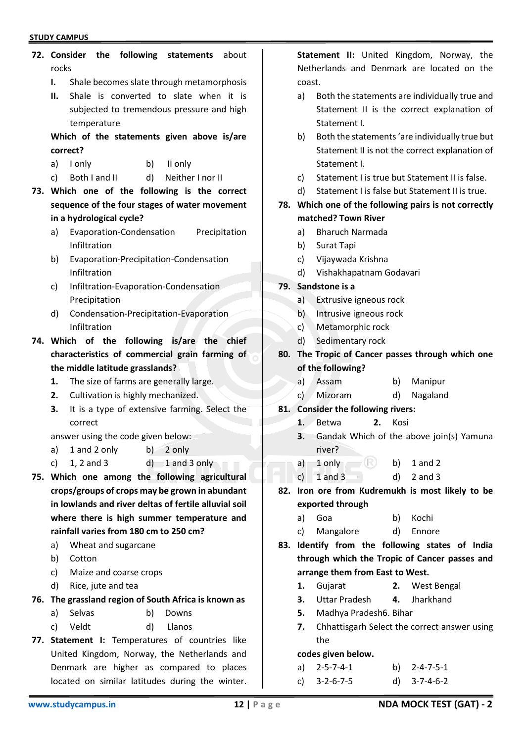**72. Consider the following statements about rocks**

**I.** Shale becomes slate through metamorphosis

**II.** Shale is converted to slate when it is subjected to tremendous pressure and high temperature

**Which of the statements given above is/are correct?**

a) I only  b) II only

c) Both I and II  d) Neither I nor II

**73. Which one of the following is the correct sequence of the four stages of water movement in a hydrological cycle?**

a) Evaporation-Condensation Precipitation Infiltration

b) Evaporation-Precipitation-Condensation Infiltration

c) Infiltration-Evaporation-Condensation Precipitation

d) Condensation-Precipitation-Evaporation Infiltration

**74. Which of the following is/are the chief characteristics of commercial grain farming of the middle latitude grasslands?**

**1.** The size of farms are generally large.

**2.** Cultivation is highly mechanized.

**3.** It is a type of extensive farming. Select the correct

answer using the code given below:

a) 1 and 2 only  b) 2 only

c) 1, 2 and 3  d) 1 and 3 only

**75. Which one among the following agricultural crops/groups of crops may be grown in abundant in lowlands and river deltas of fertile alluvial soil where there is high summer temperature and rainfall varies from 180 cm to 250 cm?**

a) Wheat and sugarcane

b) Cotton

c) Maize and coarse crops

d) Rice, jute and tea

**76. The grassland region of South Africa is known as**

a) Selvas  b) Downs

c) Veldt  d) Llanos

**77. Statement I:** Temperatures of countries like United Kingdom, Norway, the Netherlands and Denmark are higher as compared to places located on similar latitudes during the winter.

**Statement II:** United Kingdom, Norway, the Netherlands and Denmark are located on the coast.

a) Both the statements are individually true and Statement II is the correct explanation of Statement I.

b) Both the statements 'are individually true but Statement II is not the correct explanation of Statement I.

c) Statement I is true but Statement II is false.

d) Statement I is false but Statement II is true.

**78. Which one of the following pairs is not correctly matched? Town River**

a) Bharuch Narmada

b) Surat Tapi

c) Vijaywada Krishna

d) Vishakhapatnam Godavari

**79. Sandstone is a**

a) Extrusive igneous rock

b) Intrusive igneous rock

c) Metamorphic rock

d) Sedimentary rock

**80. The Tropic of Cancer passes through which one of the following?**

a) Assam  b) Manipur

c) Mizoram  d) Nagaland

**81. Consider the following rivers:**

**1.** Betwa  **2.** Kosi

**3.** Gandak Which of the above join(s) Yamuna river?

a) 1 only  b) 1 and 2

c) 1 and 3  d) 2 and 3

**82. Iron ore from Kudremukh is most likely to be exported through**

a) Goa  b) Kochi

c) Mangalore  d) Ennore

**83. Identify from the following states of India through which the Tropic of Cancer passes and arrange them from East to West.**

**1.** Gujarat  **2.** West Bengal

**3.** Uttar Pradesh  **4.** Jharkhand

**5.** Madhya Pradesh6. Bihar

**7.** Chhattisgarh Select the correct answer using the

**codes given below.**

a) 2-5-7-4-1  b) 2-4-7-5-1

c) 3-2-6-7-5  d) 3-7-4-6-2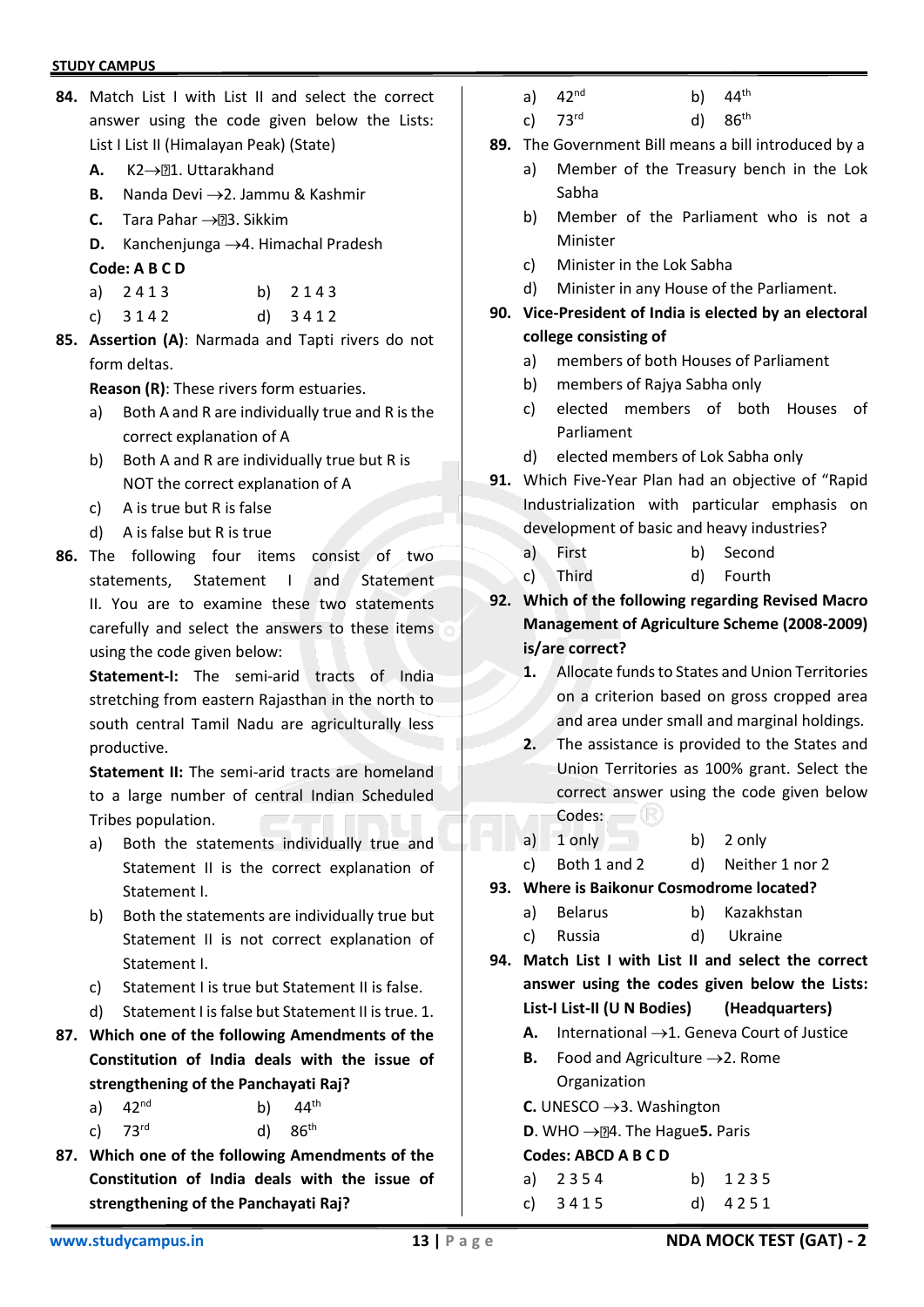**84.** Match List I with List II and select the correct answer using the code given below the Lists: List I List II (Himalayan Peak) (State)

**A.** K2→1. Uttarakhand

**B.** Nanda Devi →2. Jammu & Kashmir

**C.** Tara Pahar →3. Sikkim

**D.** Kanchenjunga →4. Himachal Pradesh

**Code: A B C D**

a) 2 4 1 3 b) 2 1 4 3

c) 3 1 4 2 d) 3 4 1 2

**85.** **Assertion (A)**: Narmada and Tapti rivers do not form deltas.

**Reason (R)**: These rivers form estuaries.

a) Both A and R are individually true and R is the correct explanation of A

b) Both A and R are individually true but R is NOT the correct explanation of A

c) A is true but R is false

d) A is false but R is true

**86.** The following four items consist of two statements, Statement I and Statement II. You are to examine these two statements carefully and select the answers to these items using the code given below:

**Statement-I:** The semi-arid tracts of India stretching from eastern Rajasthan in the north to south central Tamil Nadu are agriculturally less productive.

**Statement II:** The semi-arid tracts are homeland to a large number of central Indian Scheduled Tribes population.

a) Both the statements individually true and Statement II is the correct explanation of Statement I.

b) Both the statements are individually true but Statement II is not correct explanation of Statement I.

c) Statement I is true but Statement II is false.

d) Statement I is false but Statement II is true. 1.

**87.** **Which one of the following Amendments of the Constitution of India deals with the issue of strengthening of the Panchayati Raj?**

a) 42nd b) 44th

c) 73rd d) 86th

**87.** **Which one of the following Amendments of the Constitution of India deals with the issue of strengthening of the Panchayati Raj?**

a) 42nd b) 44th

c) 73rd d) 86th

**89.** The Government Bill means a bill introduced by a

a) Member of the Treasury bench in the Lok Sabha

b) Member of the Parliament who is not a Minister

c) Minister in the Lok Sabha

d) Minister in any House of the Parliament.

**90.** **Vice-President of India is elected by an electoral college consisting of**

a) members of both Houses of Parliament

b) members of Rajya Sabha only

c) elected members of both Houses of Parliament

d) elected members of Lok Sabha only

**91.** Which Five-Year Plan had an objective of "Rapid Industrialization with particular emphasis on development of basic and heavy industries?

a) First b) Second

c) Third d) Fourth

**92.** **Which of the following regarding Revised Macro Management of Agriculture Scheme (2008-2009) is/are correct?**

**1.** Allocate funds to States and Union Territories on a criterion based on gross cropped area and area under small and marginal holdings.

**2.** The assistance is provided to the States and Union Territories as 100% grant. Select the correct answer using the code given below Codes:

a) 1 only b) 2 only

c) Both 1 and 2 d) Neither 1 nor 2

**93.** **Where is Baikonur Cosmodrome located?**

a) Belarus b) Kazakhstan

c) Russia d) Ukraine

**94.** **Match List I with List II and select the correct answer using the codes given below the Lists: List-I List-II (U N Bodies) (Headquarters)**

**A.** International →1. Geneva Court of Justice

**B.** Food and Agriculture →2. Rome Organization

**C.** UNESCO →3. Washington

**D.** WHO →4. The Hague **5.** Paris

**Codes: ABCD A B C D**

a) 2 3 5 4 b) 1 2 3 5

c) 3 4 1 5 d) 4 2 5 1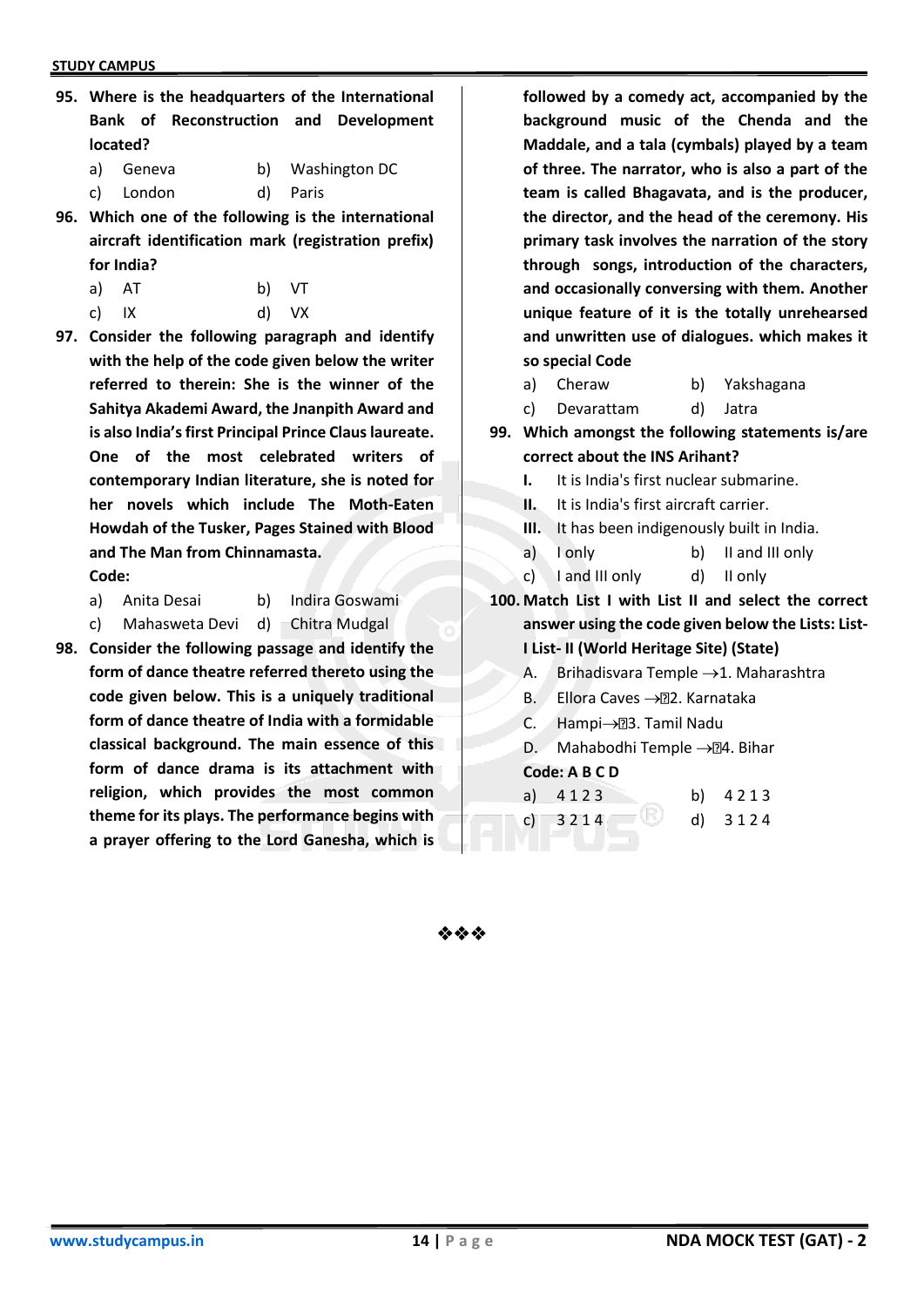**95. Where is the headquarters of the International Bank of Reconstruction and Development located?**

a) Geneva b) Washington DC
c) London d) Paris

**96. Which one of the following is the international aircraft identification mark (registration prefix) for India?**

a) AT b) VT
c) IX d) VX

**97. Consider the following paragraph and identify with the help of the code given below the writer referred to therein: She is the winner of the Sahitya Akademi Award, the Jnanpith Award and is also India's first Principal Prince Claus laureate. One of the most celebrated writers of contemporary Indian literature, she is noted for her novels which include The Moth-Eaten Howdah of the Tusker, Pages Stained with Blood and The Man from Chinnamasta.**
**Code:**

a) Anita Desai b) Indira Goswami
c) Mahasweta Devi d) Chitra Mudgal

**98. Consider the following passage and identify the form of dance theatre referred thereto using the code given below. This is a uniquely traditional form of dance theatre of India with a formidable classical background. The main essence of this form of dance drama is its attachment with religion, which provides the most common theme for its plays. The performance begins with a prayer offering to the Lord Ganesha, which is followed by a comedy act, accompanied by the background music of the Chenda and the Maddale, and a tala (cymbals) played by a team of three. The narrator, who is also a part of the team is called Bhagavata, and is the producer, the director, and the head of the ceremony. His primary task involves the narration of the story through songs, introduction of the characters, and occasionally conversing with them. Another unique feature of it is the totally unrehearsed and unwritten use of dialogues. which makes it so special Code**

a) Cheraw b) Yakshagana
c) Devarattam d) Jatra

**99. Which amongst the following statements is/are correct about the INS Arihant?**

**I.** It is India's first nuclear submarine.
**II.** It is India's first aircraft carrier.
**III.** It has been indigenously built in India.

a) I only b) II and III only
c) I and III only d) II only

**100. Match List I with List II and select the correct answer using the code given below the Lists: List-I List- II (World Heritage Site) (State)**

A. Brihadisvara Temple → 1. Maharashtra
B. Ellora Caves → 2. Karnataka
C. Hampi → 3. Tamil Nadu
D. Mahabodhi Temple → 4. Bihar

**Code: A B C D**

a) 4 1 2 3 b) 4 2 1 3
c) 3 2 1 4 d) 3 1 2 4

❖❖❖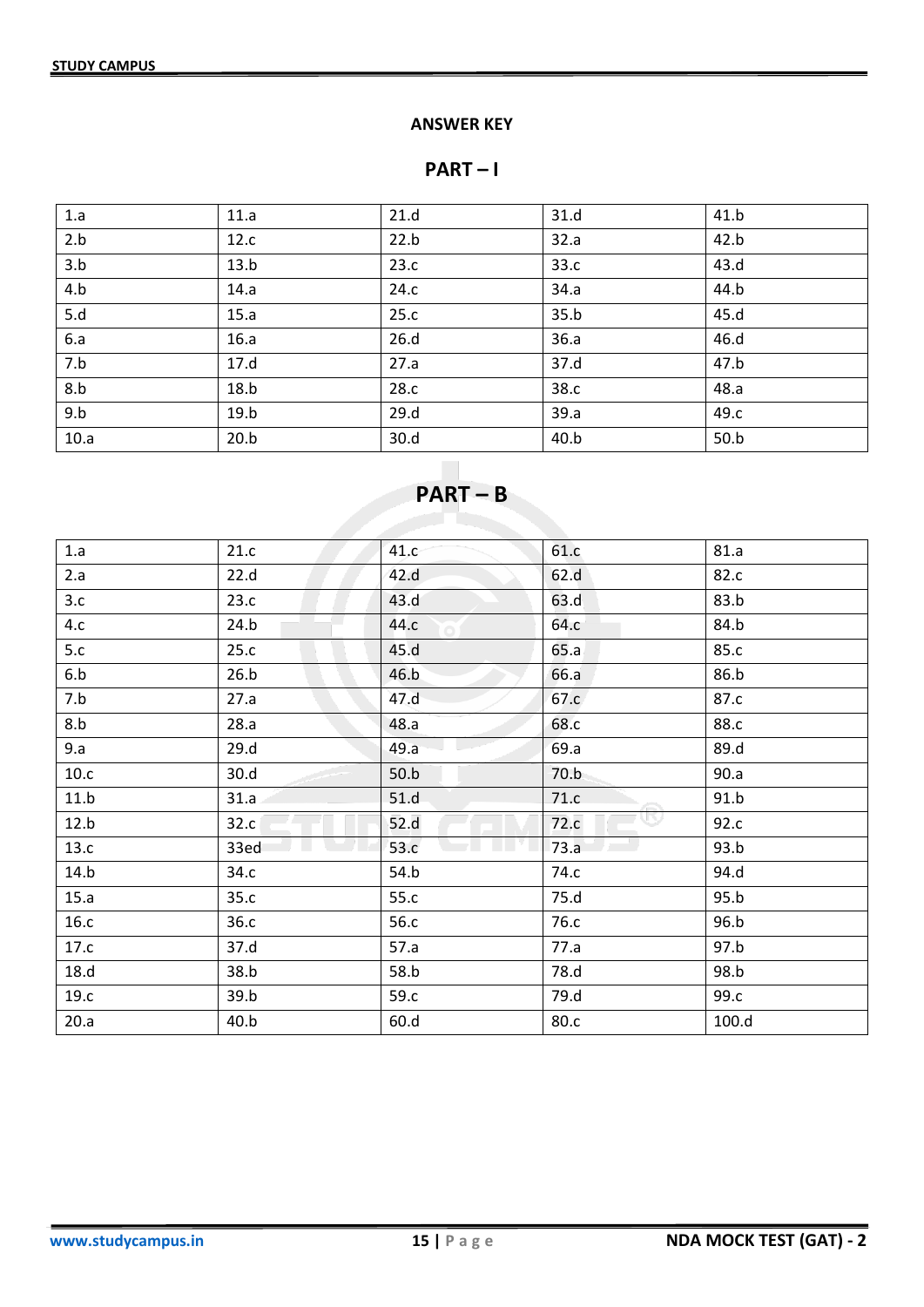## ANSWER KEY

## PART – I

| | | | | |
|---|---|---|---|---|
| 1.a | 11.a | 21.d | 31.d | 41.b |
| 2.b | 12.c | 22.b | 32.a | 42.b |
| 3.b | 13.b | 23.c | 33.c | 43.d |
| 4.b | 14.a | 24.c | 34.a | 44.b |
| 5.d | 15.a | 25.c | 35.b | 45.d |
| 6.a | 16.a | 26.d | 36.a | 46.d |
| 7.b | 17.d | 27.a | 37.d | 47.b |
| 8.b | 18.b | 28.c | 38.c | 48.a |
| 9.b | 19.b | 29.d | 39.a | 49.c |
| 10.a | 20.b | 30.d | 40.b | 50.b |

## PART – B

| | | | | |
|---|---|---|---|---|
| 1.a | 21.c | 41.c | 61.c | 81.a |
| 2.a | 22.d | 42.d | 62.d | 82.c |
| 3.c | 23.c | 43.d | 63.d | 83.b |
| 4.c | 24.b | 44.c | 64.c | 84.b |
| 5.c | 25.c | 45.d | 65.a | 85.c |
| 6.b | 26.b | 46.b | 66.a | 86.b |
| 7.b | 27.a | 47.d | 67.c | 87.c |
| 8.b | 28.a | 48.a | 68.c | 88.c |
| 9.a | 29.d | 49.a | 69.a | 89.d |
| 10.c | 30.d | 50.b | 70.b | 90.a |
| 11.b | 31.a | 51.d | 71.c | 91.b |
| 12.b | 32.c | 52.d | 72.c | 92.c |
| 13.c | 33ed | 53.c | 73.a | 93.b |
| 14.b | 34.c | 54.b | 74.c | 94.d |
| 15.a | 35.c | 55.c | 75.d | 95.b |
| 16.c | 36.c | 56.c | 76.c | 96.b |
| 17.c | 37.d | 57.a | 77.a | 97.b |
| 18.d | 38.b | 58.b | 78.d | 98.b |
| 19.c | 39.b | 59.c | 79.d | 99.c |
| 20.a | 40.b | 60.d | 80.c | 100.d |